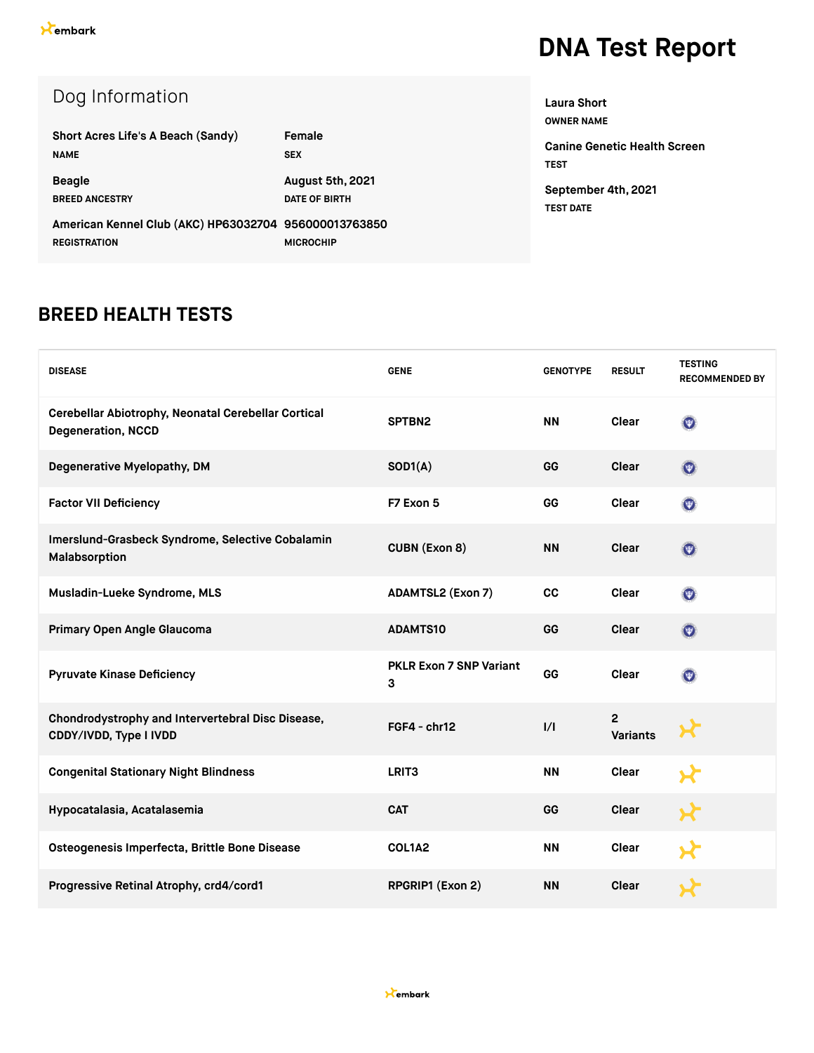# DNA Test Report

## Dog Information

| | |
|---|---|
| **Short Acres Life's A Beach (Sandy)** NAME | **Female** SEX |
| **Beagle** BREED ANCESTRY | **August 5th, 2021** DATE OF BIRTH |
| **American Kennel Club (AKC) HP63032704** REGISTRATION | **956000013763850** MICROCHIP |

**Laura Short**
OWNER NAME

**Canine Genetic Health Screen**
TEST

**September 4th, 2021**
TEST DATE

## BREED HEALTH TESTS

| DISEASE | GENE | GENOTYPE | RESULT | TESTING RECOMMENDED BY |
|---|---|---|---|---|
| Cerebellar Abiotrophy, Neonatal Cerebellar Cortical Degeneration, NCCD | SPTBN2 | NN | Clear | |
| Degenerative Myelopathy, DM | SOD1(A) | GG | Clear | |
| Factor VII Deficiency | F7 Exon 5 | GG | Clear | |
| Imerslund-Grasbeck Syndrome, Selective Cobalamin Malabsorption | CUBN (Exon 8) | NN | Clear | |
| Musladin-Lueke Syndrome, MLS | ADAMTSL2 (Exon 7) | CC | Clear | |
| Primary Open Angle Glaucoma | ADAMTS10 | GG | Clear | |
| Pyruvate Kinase Deficiency | PKLR Exon 7 SNP Variant 3 | GG | Clear | |
| Chondrodystrophy and Intervertebral Disc Disease, CDDY/IVDD, Type I IVDD | FGF4 - chr12 | I/I | 2 Variants | |
| Congenital Stationary Night Blindness | LRIT3 | NN | Clear | |
| Hypocatalasia, Acatalasemia | CAT | GG | Clear | |
| Osteogenesis Imperfecta, Brittle Bone Disease | COL1A2 | NN | Clear | |
| Progressive Retinal Atrophy, crd4/cord1 | RPGRIP1 (Exon 2) | NN | Clear | |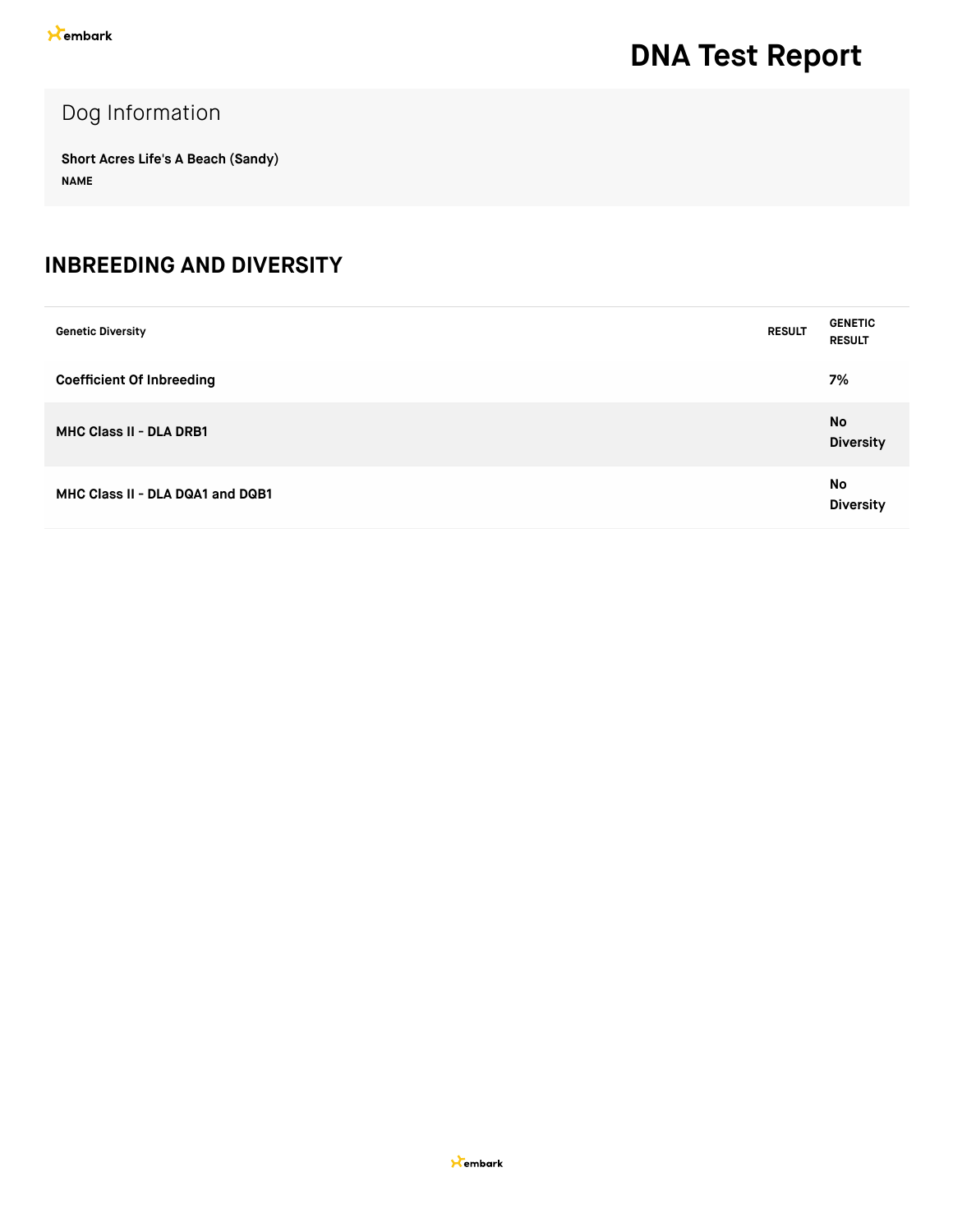# DNA Test Report

## Dog Information

**Short Acres Life's A Beach (Sandy)**

**NAME**

## INBREEDING AND DIVERSITY

| Genetic Diversity | RESULT | GENETIC RESULT |
| --- | --- | --- |
| **Coefficient Of Inbreeding** | | **7%** |
| **MHC Class II - DLA DRB1** | | **No Diversity** |
| **MHC Class II - DLA DQA1 and DQB1** | | **No Diversity** |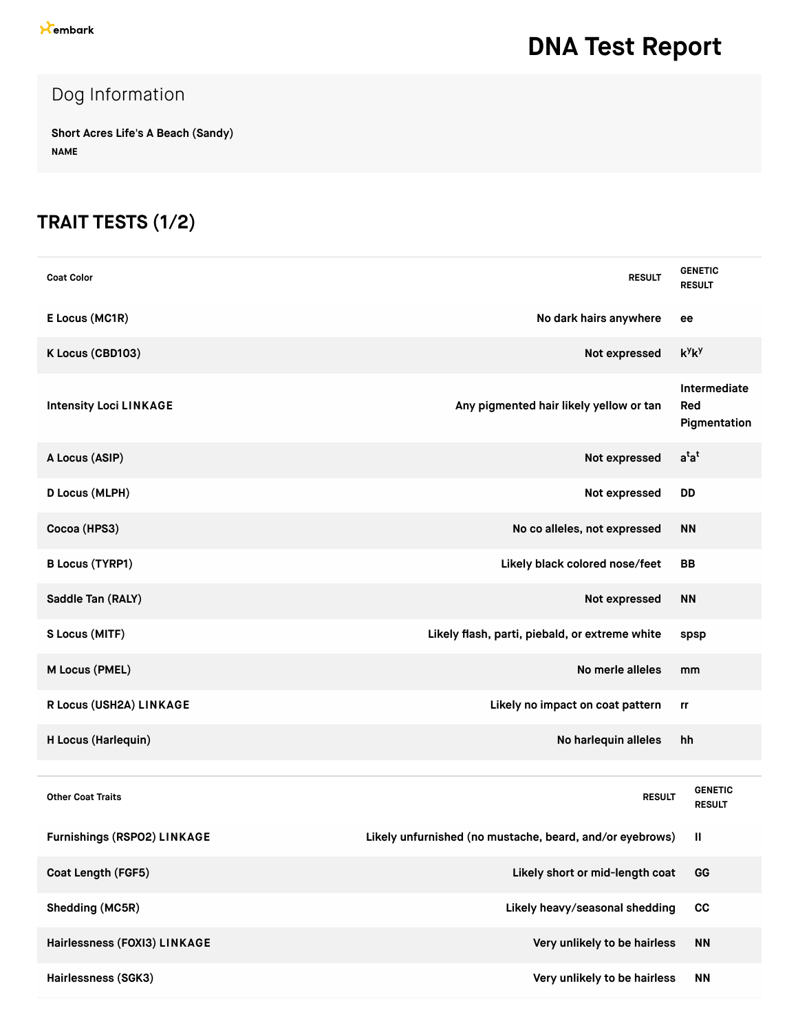# DNA Test Report

## Dog Information

**Short Acres Life's A Beach (Sandy)**
**NAME**

## TRAIT TESTS (1/2)

| Coat Color | RESULT | GENETIC RESULT |
| --- | --- | --- |
| E Locus (MC1R) | No dark hairs anywhere | ee |
| K Locus (CBD103) | Not expressed | $k^yk^y$ |
| Intensity Loci LINKAGE | Any pigmented hair likely yellow or tan | Intermediate Red Pigmentation |
| A Locus (ASIP) | Not expressed | $a^ta^t$ |
| D Locus (MLPH) | Not expressed | DD |
| Cocoa (HPS3) | No co alleles, not expressed | NN |
| B Locus (TYRP1) | Likely black colored nose/feet | BB |
| Saddle Tan (RALY) | Not expressed | NN |
| S Locus (MITF) | Likely flash, parti, piebald, or extreme white | spsp |
| M Locus (PMEL) | No merle alleles | mm |
| R Locus (USH2A) LINKAGE | Likely no impact on coat pattern | rr |
| H Locus (Harlequin) | No harlequin alleles | hh |

| Other Coat Traits | RESULT | GENETIC RESULT |
| --- | --- | --- |
| Furnishings (RSPO2) LINKAGE | Likely unfurnished (no mustache, beard, and/or eyebrows) | II |
| Coat Length (FGF5) | Likely short or mid-length coat | GG |
| Shedding (MC5R) | Likely heavy/seasonal shedding | CC |
| Hairlessness (FOXI3) LINKAGE | Very unlikely to be hairless | NN |
| Hairlessness (SGK3) | Very unlikely to be hairless | NN |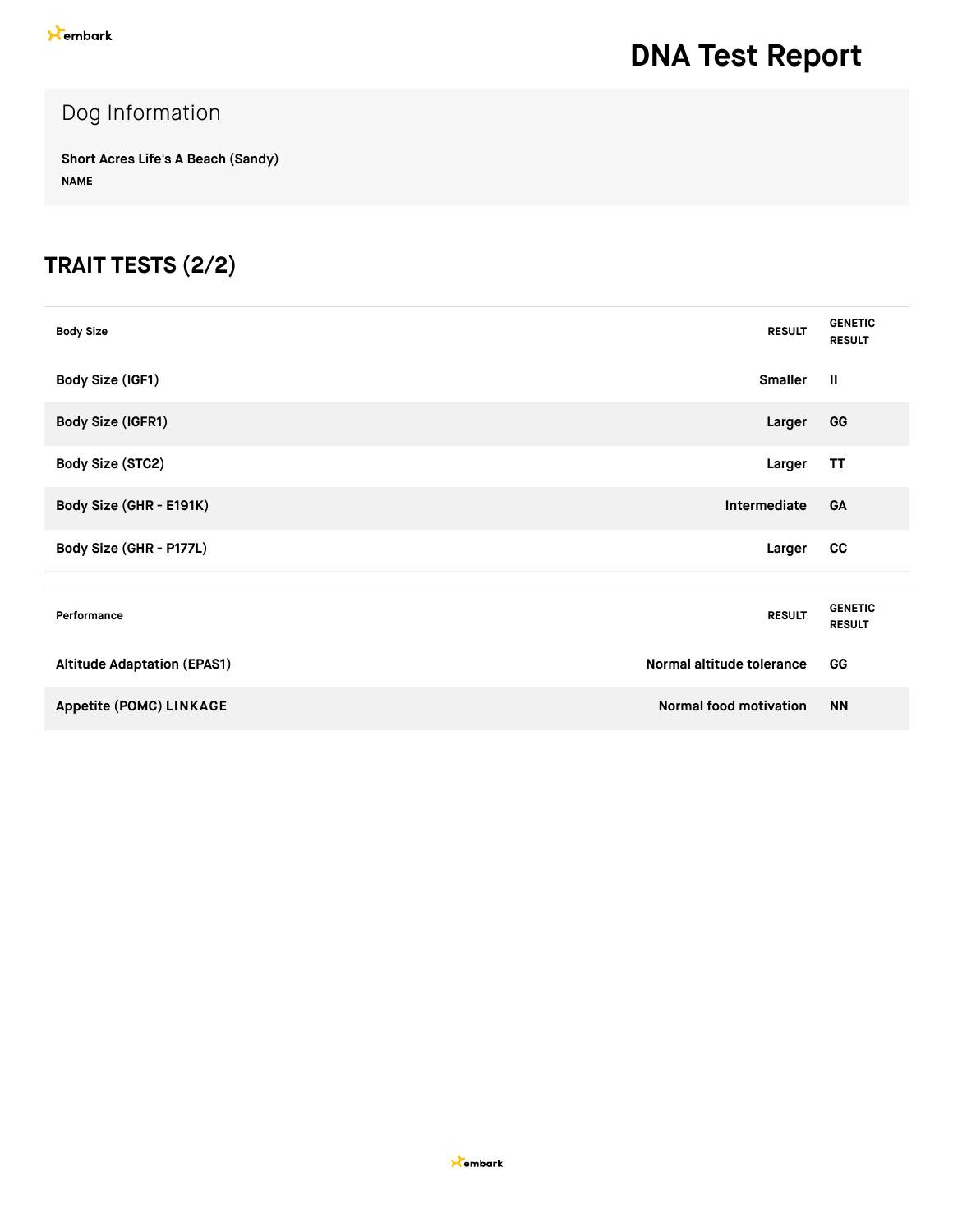# DNA Test Report

## Dog Information

**Short Acres Life's A Beach (Sandy)**
**NAME**

## TRAIT TESTS (2/2)

| Body Size | RESULT | GENETIC RESULT |
|---|---|---|
| Body Size (IGF1) | Smaller | II |
| Body Size (IGFR1) | Larger | GG |
| Body Size (STC2) | Larger | TT |
| Body Size (GHR - E191K) | Intermediate | GA |
| Body Size (GHR - P177L) | Larger | CC |

| Performance | RESULT | GENETIC RESULT |
|---|---|---|
| Altitude Adaptation (EPAS1) | Normal altitude tolerance | GG |
| Appetite (POMC) LINKAGE | Normal food motivation | NN |